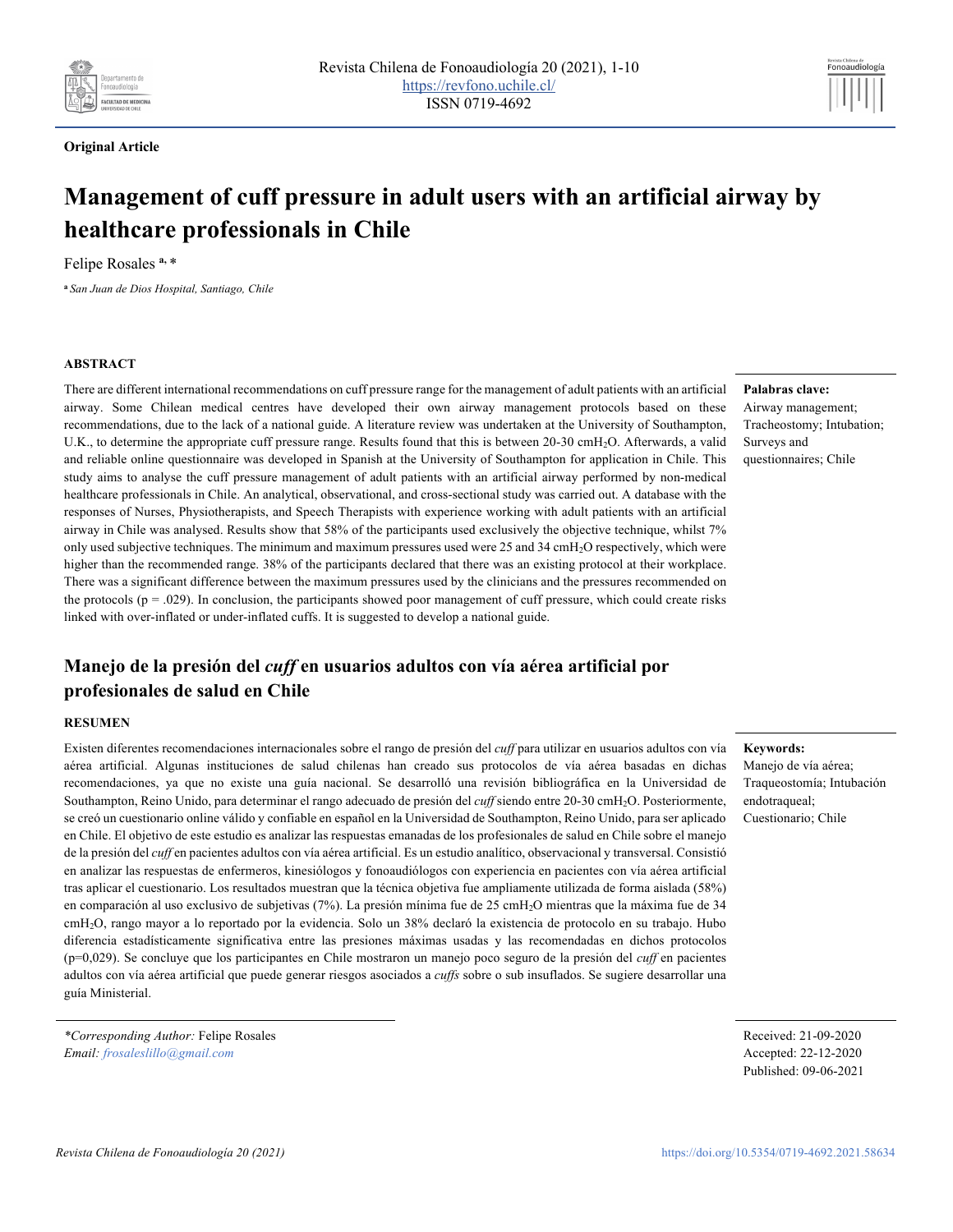**Original Article**

# Management of cuff pressure in adult users with an artificial airway by healthcare professionals in Chile

Felipe Rosales [a, *]

[a] *San Juan de Dios Hospital, Santiago, Chile*

## ABSTRACT

There are different international recommendations on cuff pressure range for the management of adult patients with an artificial airway. Some Chilean medical centres have developed their own airway management protocols based on these recommendations, due to the lack of a national guide. A literature review was undertaken at the University of Southampton, U.K., to determine the appropriate cuff pressure range. Results found that this is between 20-30 cm$H_2O$. Afterwards, a valid and reliable online questionnaire was developed in Spanish at the University of Southampton for application in Chile. This study aims to analyse the cuff pressure management of adult patients with an artificial airway performed by non-medical healthcare professionals in Chile. An analytical, observational, and cross-sectional study was carried out. A database with the responses of Nurses, Physiotherapists, and Speech Therapists with experience working with adult patients with an artificial airway in Chile was analysed. Results show that 58% of the participants used exclusively the objective technique, whilst 7% only used subjective techniques. The minimum and maximum pressures used were 25 and 34 cm$H_2O$ respectively, which were higher than the recommended range. 38% of the participants declared that there was an existing protocol at their workplace. There was a significant difference between the maximum pressures used by the clinicians and the pressures recommended on the protocols ($p = .029$). In conclusion, the participants showed poor management of cuff pressure, which could create risks linked with over-inflated or under-inflated cuffs. It is suggested to develop a national guide.

**Palabras clave:**
Airway management; Tracheostomy; Intubation; Surveys and questionnaires; Chile

## Manejo de la presión del *cuff* en usuarios adultos con vía aérea artificial por profesionales de salud en Chile

### RESUMEN

Existen diferentes recomendaciones internacionales sobre el rango de presión del *cuff* para utilizar en usuarios adultos con vía aérea artificial. Algunas instituciones de salud chilenas han creado sus protocolos de vía aérea basadas en dichas recomendaciones, ya que no existe una guía nacional. Se desarrolló una revisión bibliográfica en la Universidad de Southampton, Reino Unido, para determinar el rango adecuado de presión del *cuff* siendo entre 20-30 cm$H_2O$. Posteriormente, se creó un cuestionario online válido y confiable en español en la Universidad de Southampton, Reino Unido, para ser aplicado en Chile. El objetivo de este estudio es analizar las respuestas emanadas de los profesionales de salud en Chile sobre el manejo de la presión del *cuff* en pacientes adultos con vía aérea artificial. Es un estudio analítico, observacional y transversal. Consistió en analizar las respuestas de enfermeros, kinesiólogos y fonoaudiólogos con experiencia en pacientes con vía aérea artificial tras aplicar el cuestionario. Los resultados muestran que la técnica objetiva fue ampliamente utilizada de forma aislada (58%) en comparación al uso exclusivo de subjetivas (7%). La presión mínima fue de 25 cm$H_2O$ mientras que la máxima fue de 34 cm$H_2O$, rango mayor a lo reportado por la evidencia. Solo un 38% declaró la existencia de protocolo en su trabajo. Hubo diferencia estadísticamente significativa entre las presiones máximas usadas y las recomendadas en dichos protocolos ($p=0{,}029$). Se concluye que los participantes en Chile mostraron un manejo poco seguro de la presión del *cuff* en pacientes adultos con vía aérea artificial que puede generar riesgos asociados a *cuffs* sobre o sub insuflados. Se sugiere desarrollar una guía Ministerial.

**Keywords:**
Manejo de vía aérea; Traqueostomía; Intubación endotraqueal; Cuestionario; Chile

*\*Corresponding Author:* Felipe Rosales
*Email: frosaleslillo@gmail.com*

Received: 21-09-2020
Accepted: 22-12-2020
Published: 09-06-2021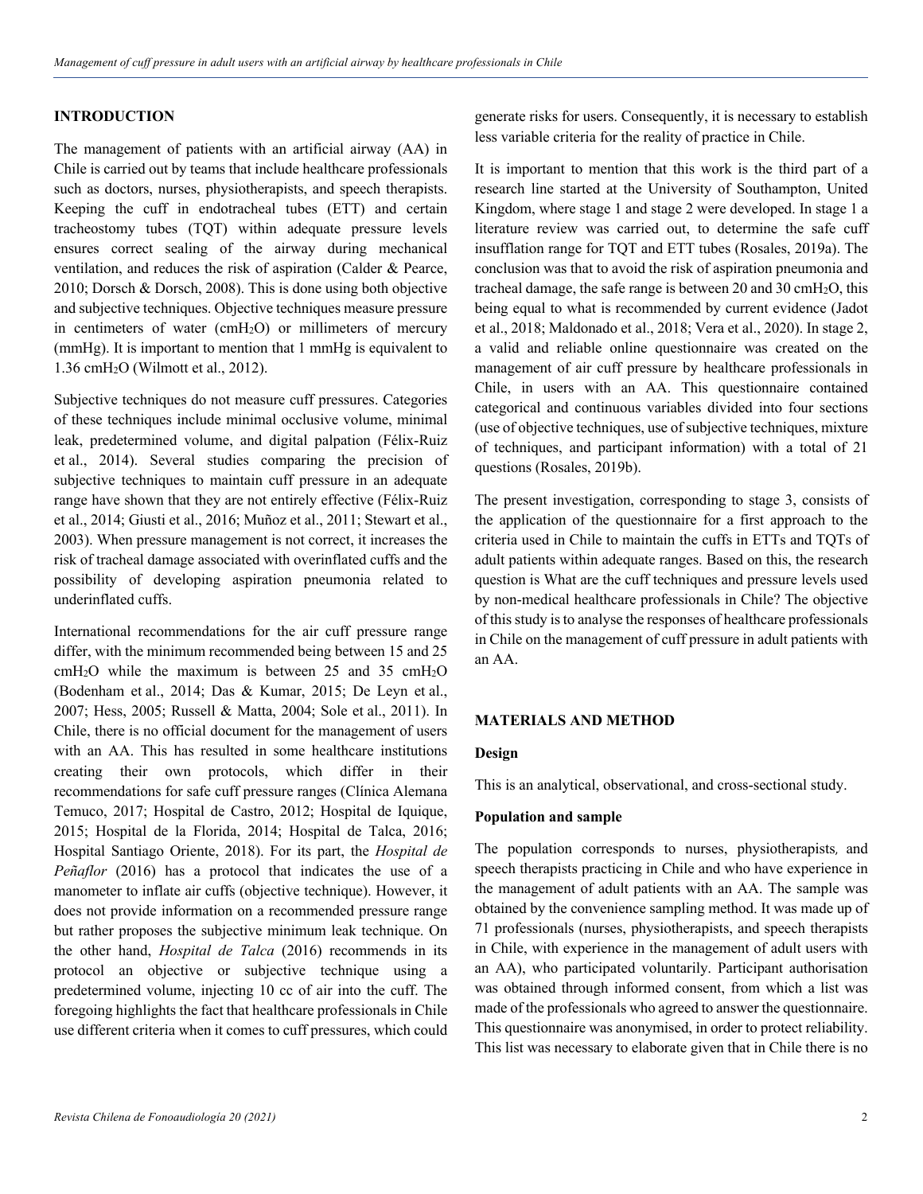## INTRODUCTION

The management of patients with an artificial airway (AA) in Chile is carried out by teams that include healthcare professionals such as doctors, nurses, physiotherapists, and speech therapists. Keeping the cuff in endotracheal tubes (ETT) and certain tracheostomy tubes (TQT) within adequate pressure levels ensures correct sealing of the airway during mechanical ventilation, and reduces the risk of aspiration (Calder & Pearce, 2010; Dorsch & Dorsch, 2008). This is done using both objective and subjective techniques. Objective techniques measure pressure in centimeters of water (cm$H_2O$) or millimeters of mercury (mmHg). It is important to mention that 1 mmHg is equivalent to 1.36 cm$H_2O$ (Wilmott et al., 2012).

Subjective techniques do not measure cuff pressures. Categories of these techniques include minimal occlusive volume, minimal leak, predetermined volume, and digital palpation (Félix-Ruiz et al., 2014). Several studies comparing the precision of subjective techniques to maintain cuff pressure in an adequate range have shown that they are not entirely effective (Félix-Ruiz et al., 2014; Giusti et al., 2016; Muñoz et al., 2011; Stewart et al., 2003). When pressure management is not correct, it increases the risk of tracheal damage associated with overinflated cuffs and the possibility of developing aspiration pneumonia related to underinflated cuffs.

International recommendations for the air cuff pressure range differ, with the minimum recommended being between 15 and 25 cm$H_2O$ while the maximum is between 25 and 35 cm$H_2O$ (Bodenham et al., 2014; Das & Kumar, 2015; De Leyn et al., 2007; Hess, 2005; Russell & Matta, 2004; Sole et al., 2011). In Chile, there is no official document for the management of users with an AA. This has resulted in some healthcare institutions creating their own protocols, which differ in their recommendations for safe cuff pressure ranges (Clínica Alemana Temuco, 2017; Hospital de Castro, 2012; Hospital de Iquique, 2015; Hospital de la Florida, 2014; Hospital de Talca, 2016; Hospital Santiago Oriente, 2018). For its part, the *Hospital de Peñaflor* (2016) has a protocol that indicates the use of a manometer to inflate air cuffs (objective technique). However, it does not provide information on a recommended pressure range but rather proposes the subjective minimum leak technique. On the other hand, *Hospital de Talca* (2016) recommends in its protocol an objective or subjective technique using a predetermined volume, injecting 10 cc of air into the cuff. The foregoing highlights the fact that healthcare professionals in Chile use different criteria when it comes to cuff pressures, which could generate risks for users. Consequently, it is necessary to establish less variable criteria for the reality of practice in Chile.

It is important to mention that this work is the third part of a research line started at the University of Southampton, United Kingdom, where stage 1 and stage 2 were developed. In stage 1 a literature review was carried out, to determine the safe cuff insufflation range for TQT and ETT tubes (Rosales, 2019a). The conclusion was that to avoid the risk of aspiration pneumonia and tracheal damage, the safe range is between 20 and 30 cm$H_2O$, this being equal to what is recommended by current evidence (Jadot et al., 2018; Maldonado et al., 2018; Vera et al., 2020). In stage 2, a valid and reliable online questionnaire was created on the management of air cuff pressure by healthcare professionals in Chile, in users with an AA. This questionnaire contained categorical and continuous variables divided into four sections (use of objective techniques, use of subjective techniques, mixture of techniques, and participant information) with a total of 21 questions (Rosales, 2019b).

The present investigation, corresponding to stage 3, consists of the application of the questionnaire for a first approach to the criteria used in Chile to maintain the cuffs in ETTs and TQTs of adult patients within adequate ranges. Based on this, the research question is What are the cuff techniques and pressure levels used by non-medical healthcare professionals in Chile? The objective of this study is to analyse the responses of healthcare professionals in Chile on the management of cuff pressure in adult patients with an AA.

## MATERIALS AND METHOD

### Design

This is an analytical, observational, and cross-sectional study.

### Population and sample

The population corresponds to nurses, physiotherapists, and speech therapists practicing in Chile and who have experience in the management of adult patients with an AA. The sample was obtained by the convenience sampling method. It was made up of 71 professionals (nurses, physiotherapists, and speech therapists in Chile, with experience in the management of adult users with an AA), who participated voluntarily. Participant authorisation was obtained through informed consent, from which a list was made of the professionals who agreed to answer the questionnaire. This questionnaire was anonymised, in order to protect reliability. This list was necessary to elaborate given that in Chile there is no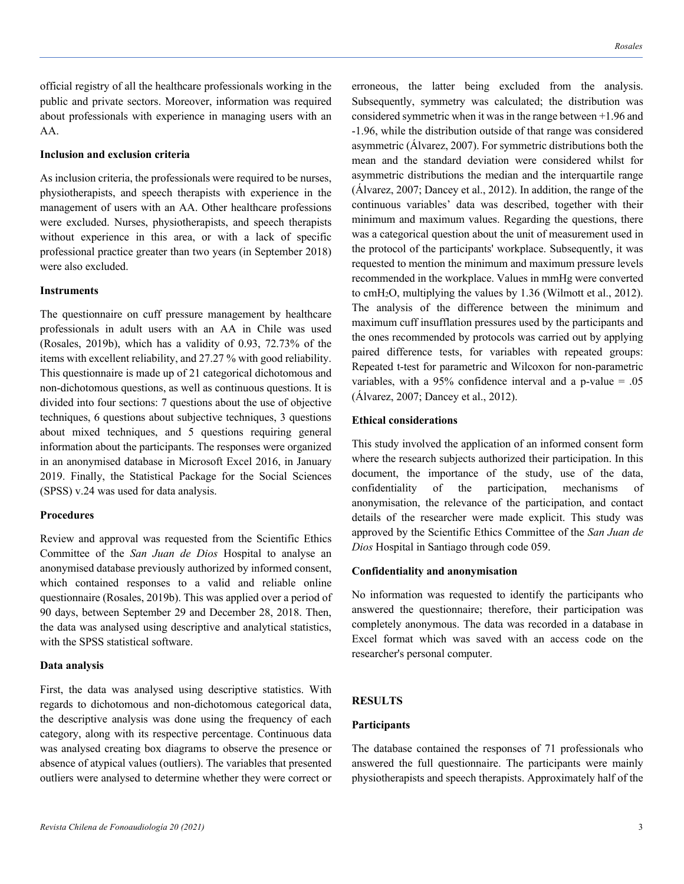official registry of all the healthcare professionals working in the public and private sectors. Moreover, information was required about professionals with experience in managing users with an AA.

### Inclusion and exclusion criteria

As inclusion criteria, the professionals were required to be nurses, physiotherapists, and speech therapists with experience in the management of users with an AA. Other healthcare professions were excluded. Nurses, physiotherapists, and speech therapists without experience in this area, or with a lack of specific professional practice greater than two years (in September 2018) were also excluded.

### Instruments

The questionnaire on cuff pressure management by healthcare professionals in adult users with an AA in Chile was used (Rosales, 2019b), which has a validity of 0.93, 72.73% of the items with excellent reliability, and 27.27 % with good reliability. This questionnaire is made up of 21 categorical dichotomous and non-dichotomous questions, as well as continuous questions. It is divided into four sections: 7 questions about the use of objective techniques, 6 questions about subjective techniques, 3 questions about mixed techniques, and 5 questions requiring general information about the participants. The responses were organized in an anonymised database in Microsoft Excel 2016, in January 2019. Finally, the Statistical Package for the Social Sciences (SPSS) v.24 was used for data analysis.

### Procedures

Review and approval was requested from the Scientific Ethics Committee of the *San Juan de Dios* Hospital to analyse an anonymised database previously authorized by informed consent, which contained responses to a valid and reliable online questionnaire (Rosales, 2019b). This was applied over a period of 90 days, between September 29 and December 28, 2018. Then, the data was analysed using descriptive and analytical statistics, with the SPSS statistical software.

### Data analysis

First, the data was analysed using descriptive statistics. With regards to dichotomous and non-dichotomous categorical data, the descriptive analysis was done using the frequency of each category, along with its respective percentage. Continuous data was analysed creating box diagrams to observe the presence or absence of atypical values (outliers). The variables that presented outliers were analysed to determine whether they were correct or erroneous, the latter being excluded from the analysis. Subsequently, symmetry was calculated; the distribution was considered symmetric when it was in the range between +1.96 and -1.96, while the distribution outside of that range was considered asymmetric (Álvarez, 2007). For symmetric distributions both the mean and the standard deviation were considered whilst for asymmetric distributions the median and the interquartile range (Álvarez, 2007; Dancey et al., 2012). In addition, the range of the continuous variables' data was described, together with their minimum and maximum values. Regarding the questions, there was a categorical question about the unit of measurement used in the protocol of the participants' workplace. Subsequently, it was requested to mention the minimum and maximum pressure levels recommended in the workplace. Values in mmHg were converted to $cmH_2O$, multiplying the values by 1.36 (Wilmott et al., 2012). The analysis of the difference between the minimum and maximum cuff insufflation pressures used by the participants and the ones recommended by protocols was carried out by applying paired difference tests, for variables with repeated groups: Repeated t-test for parametric and Wilcoxon for non-parametric variables, with a 95% confidence interval and a p-value = .05 (Álvarez, 2007; Dancey et al., 2012).

### Ethical considerations

This study involved the application of an informed consent form where the research subjects authorized their participation. In this document, the importance of the study, use of the data, confidentiality of the participation, mechanisms of anonymisation, the relevance of the participation, and contact details of the researcher were made explicit. This study was approved by the Scientific Ethics Committee of the *San Juan de Dios* Hospital in Santiago through code 059.

### Confidentiality and anonymisation

No information was requested to identify the participants who answered the questionnaire; therefore, their participation was completely anonymous. The data was recorded in a database in Excel format which was saved with an access code on the researcher's personal computer.

## RESULTS

### Participants

The database contained the responses of 71 professionals who answered the full questionnaire. The participants were mainly physiotherapists and speech therapists. Approximately half of the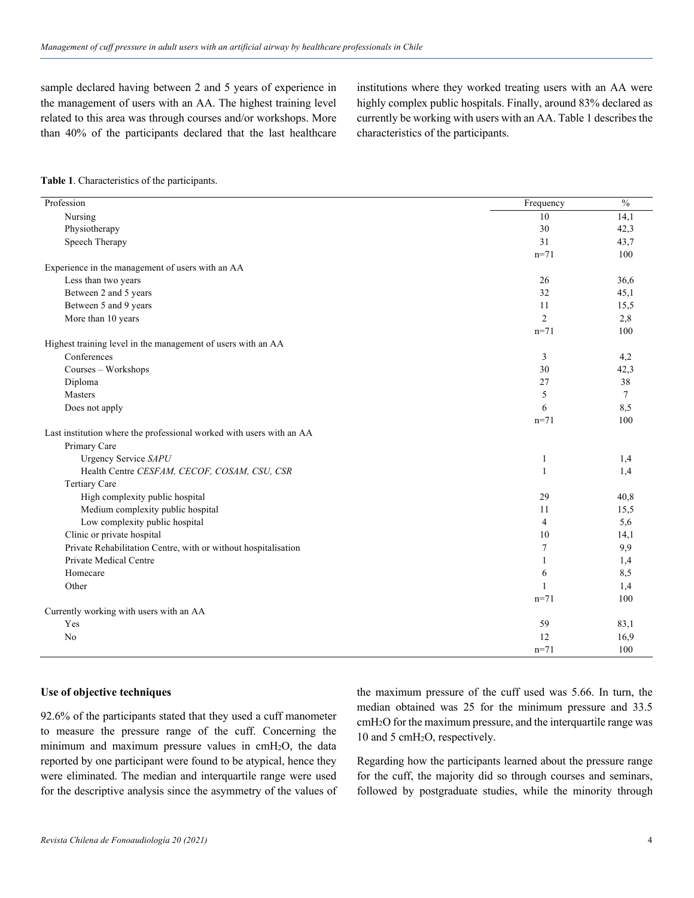sample declared having between 2 and 5 years of experience in the management of users with an AA. The highest training level related to this area was through courses and/or workshops. More than 40% of the participants declared that the last healthcare institutions where they worked treating users with an AA were highly complex public hospitals. Finally, around 83% declared as currently be working with users with an AA. Table 1 describes the characteristics of the participants.

**Table 1**. Characteristics of the participants.

| Profession | Frequency | % |
|---|---|---|
| Nursing | 10 | 14,1 |
| Physiotherapy | 30 | 42,3 |
| Speech Therapy | 31 | 43,7 |
| | n=71 | 100 |
| Experience in the management of users with an AA | | |
| Less than two years | 26 | 36,6 |
| Between 2 and 5 years | 32 | 45,1 |
| Between 5 and 9 years | 11 | 15,5 |
| More than 10 years | 2 | 2,8 |
| | n=71 | 100 |
| Highest training level in the management of users with an AA | | |
| Conferences | 3 | 4,2 |
| Courses – Workshops | 30 | 42,3 |
| Diploma | 27 | 38 |
| Masters | 5 | 7 |
| Does not apply | 6 | 8,5 |
| | n=71 | 100 |
| Last institution where the professional worked with users with an AA | | |
| Primary Care | | |
| Urgency Service *SAPU* | 1 | 1,4 |
| Health Centre *CESFAM, CECOF, COSAM, CSU, CSR* | 1 | 1,4 |
| Tertiary Care | | |
| High complexity public hospital | 29 | 40,8 |
| Medium complexity public hospital | 11 | 15,5 |
| Low complexity public hospital | 4 | 5,6 |
| Clinic or private hospital | 10 | 14,1 |
| Private Rehabilitation Centre, with or without hospitalisation | 7 | 9,9 |
| Private Medical Centre | 1 | 1,4 |
| Homecare | 6 | 8,5 |
| Other | 1 | 1,4 |
| | n=71 | 100 |
| Currently working with users with an AA | | |
| Yes | 59 | 83,1 |
| No | 12 | 16,9 |
| | n=71 | 100 |

**Use of objective techniques**

92.6% of the participants stated that they used a cuff manometer to measure the pressure range of the cuff. Concerning the minimum and maximum pressure values in $cmH_2O$, the data reported by one participant were found to be atypical, hence they were eliminated. The median and interquartile range were used for the descriptive analysis since the asymmetry of the values of the maximum pressure of the cuff used was 5.66. In turn, the median obtained was 25 for the minimum pressure and 33.5 $cmH_2O$ for the maximum pressure, and the interquartile range was 10 and 5 $cmH_2O$, respectively.

Regarding how the participants learned about the pressure range for the cuff, the majority did so through courses and seminars, followed by postgraduate studies, while the minority through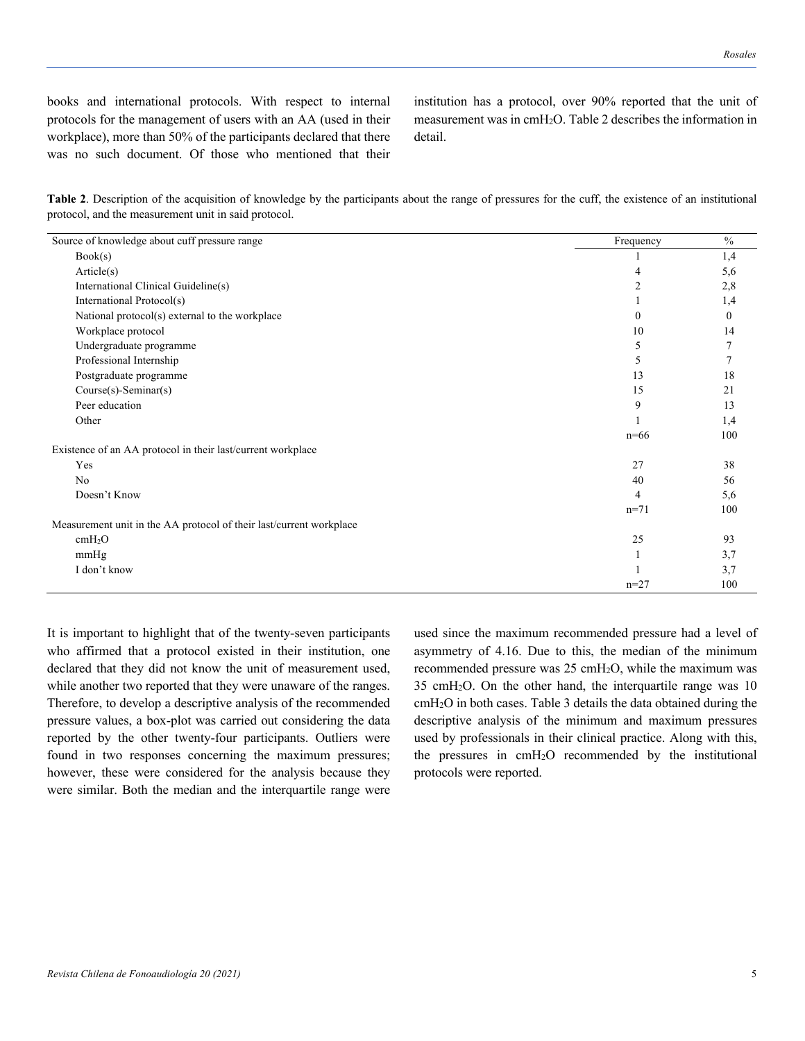books and international protocols. With respect to internal protocols for the management of users with an AA (used in their workplace), more than 50% of the participants declared that there was no such document. Of those who mentioned that their institution has a protocol, over 90% reported that the unit of measurement was in $cmH_2O$. Table 2 describes the information in detail.

**Table 2**. Description of the acquisition of knowledge by the participants about the range of pressures for the cuff, the existence of an institutional protocol, and the measurement unit in said protocol.

| Source of knowledge about cuff pressure range | Frequency | % |
|---|---|---|
| Book(s) | 1 | 1,4 |
| Article(s) | 4 | 5,6 |
| International Clinical Guideline(s) | 2 | 2,8 |
| International Protocol(s) | 1 | 1,4 |
| National protocol(s) external to the workplace | 0 | 0 |
| Workplace protocol | 10 | 14 |
| Undergraduate programme | 5 | 7 |
| Professional Internship | 5 | 7 |
| Postgraduate programme | 13 | 18 |
| Course(s)-Seminar(s) | 15 | 21 |
| Peer education | 9 | 13 |
| Other | 1 | 1,4 |
| | n=66 | 100 |
| **Existence of an AA protocol in their last/current workplace** | | |
| Yes | 27 | 38 |
| No | 40 | 56 |
| Doesn't Know | 4 | 5,6 |
| | n=71 | 100 |
| **Measurement unit in the AA protocol of their last/current workplace** | | |
| $cmH_2O$ | 25 | 93 |
| mmHg | 1 | 3,7 |
| I don't know | 1 | 3,7 |
| | n=27 | 100 |

It is important to highlight that of the twenty-seven participants who affirmed that a protocol existed in their institution, one declared that they did not know the unit of measurement used, while another two reported that they were unaware of the ranges. Therefore, to develop a descriptive analysis of the recommended pressure values, a box-plot was carried out considering the data reported by the other twenty-four participants. Outliers were found in two responses concerning the maximum pressures; however, these were considered for the analysis because they were similar. Both the median and the interquartile range were used since the maximum recommended pressure had a level of asymmetry of 4.16. Due to this, the median of the minimum recommended pressure was 25 $cmH_2O$, while the maximum was 35 $cmH_2O$. On the other hand, the interquartile range was 10 $cmH_2O$ in both cases. Table 3 details the data obtained during the descriptive analysis of the minimum and maximum pressures used by professionals in their clinical practice. Along with this, the pressures in $cmH_2O$ recommended by the institutional protocols were reported.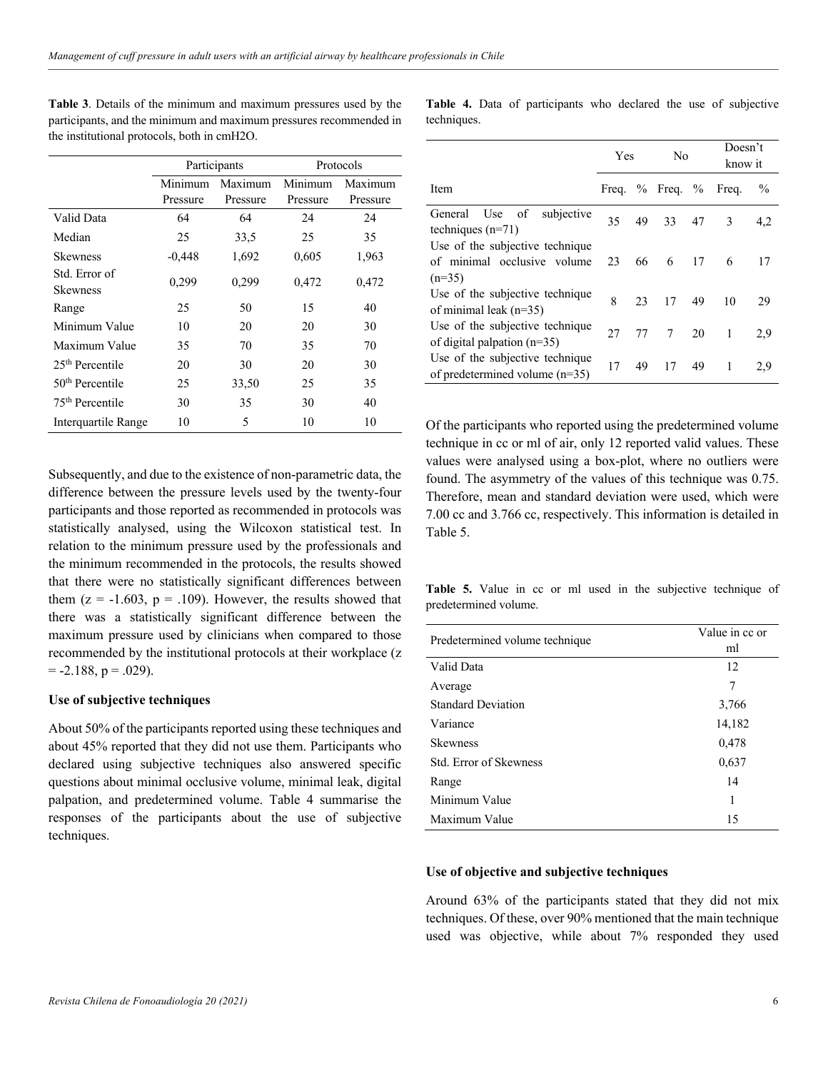**Table 3**. Details of the minimum and maximum pressures used by the participants, and the minimum and maximum pressures recommended in the institutional protocols, both in cmH2O.

| | Participants | | Protocols | |
|---|---|---|---|---|
| | Minimum Pressure | Maximum Pressure | Minimum Pressure | Maximum Pressure |
| Valid Data | 64 | 64 | 24 | 24 |
| Median | 25 | 33,5 | 25 | 35 |
| Skewness | -0,448 | 1,692 | 0,605 | 1,963 |
| Std. Error of Skewness | 0,299 | 0,299 | 0,472 | 0,472 |
| Range | 25 | 50 | 15 | 40 |
| Minimum Value | 10 | 20 | 20 | 30 |
| Maximum Value | 35 | 70 | 35 | 70 |
| 25th Percentile | 20 | 30 | 20 | 30 |
| 50th Percentile | 25 | 33,50 | 25 | 35 |
| 75th Percentile | 30 | 35 | 30 | 40 |
| Interquartile Range | 10 | 5 | 10 | 10 |

Subsequently, and due to the existence of non-parametric data, the difference between the pressure levels used by the twenty-four participants and those reported as recommended in protocols was statistically analysed, using the Wilcoxon statistical test. In relation to the minimum pressure used by the professionals and the minimum recommended in the protocols, the results showed that there were no statistically significant differences between them ($z = -1.603$, $p = .109$). However, the results showed that there was a statistically significant difference between the maximum pressure used by clinicians when compared to those recommended by the institutional protocols at their workplace ($z = -2.188$, $p = .029$).

### Use of subjective techniques

About 50% of the participants reported using these techniques and about 45% reported that they did not use them. Participants who declared using subjective techniques also answered specific questions about minimal occlusive volume, minimal leak, digital palpation, and predetermined volume. Table 4 summarise the responses of the participants about the use of subjective techniques.

**Table 4.** Data of participants who declared the use of subjective techniques.

| | Yes | | No | | Doesn't know it | |
|---|---|---|---|---|---|---|
| Item | Freq. | % | Freq. | % | Freq. | % |
| General Use of subjective techniques (n=71) | 35 | 49 | 33 | 47 | 3 | 4,2 |
| Use of the subjective technique of minimal occlusive volume (n=35) | 23 | 66 | 6 | 17 | 6 | 17 |
| Use of the subjective technique of minimal leak (n=35) | 8 | 23 | 17 | 49 | 10 | 29 |
| Use of the subjective technique of digital palpation (n=35) | 27 | 77 | 7 | 20 | 1 | 2,9 |
| Use of the subjective technique of predetermined volume (n=35) | 17 | 49 | 17 | 49 | 1 | 2,9 |

Of the participants who reported using the predetermined volume technique in cc or ml of air, only 12 reported valid values. These values were analysed using a box-plot, where no outliers were found. The asymmetry of the values of this technique was 0.75. Therefore, mean and standard deviation were used, which were 7.00 cc and 3.766 cc, respectively. This information is detailed in Table 5.

**Table 5.** Value in cc or ml used in the subjective technique of predetermined volume.

| Predetermined volume technique | Value in cc or ml |
|---|---|
| Valid Data | 12 |
| Average | 7 |
| Standard Deviation | 3,766 |
| Variance | 14,182 |
| Skewness | 0,478 |
| Std. Error of Skewness | 0,637 |
| Range | 14 |
| Minimum Value | 1 |
| Maximum Value | 15 |

### Use of objective and subjective techniques

Around 63% of the participants stated that they did not mix techniques. Of these, over 90% mentioned that the main technique used was objective, while about 7% responded they used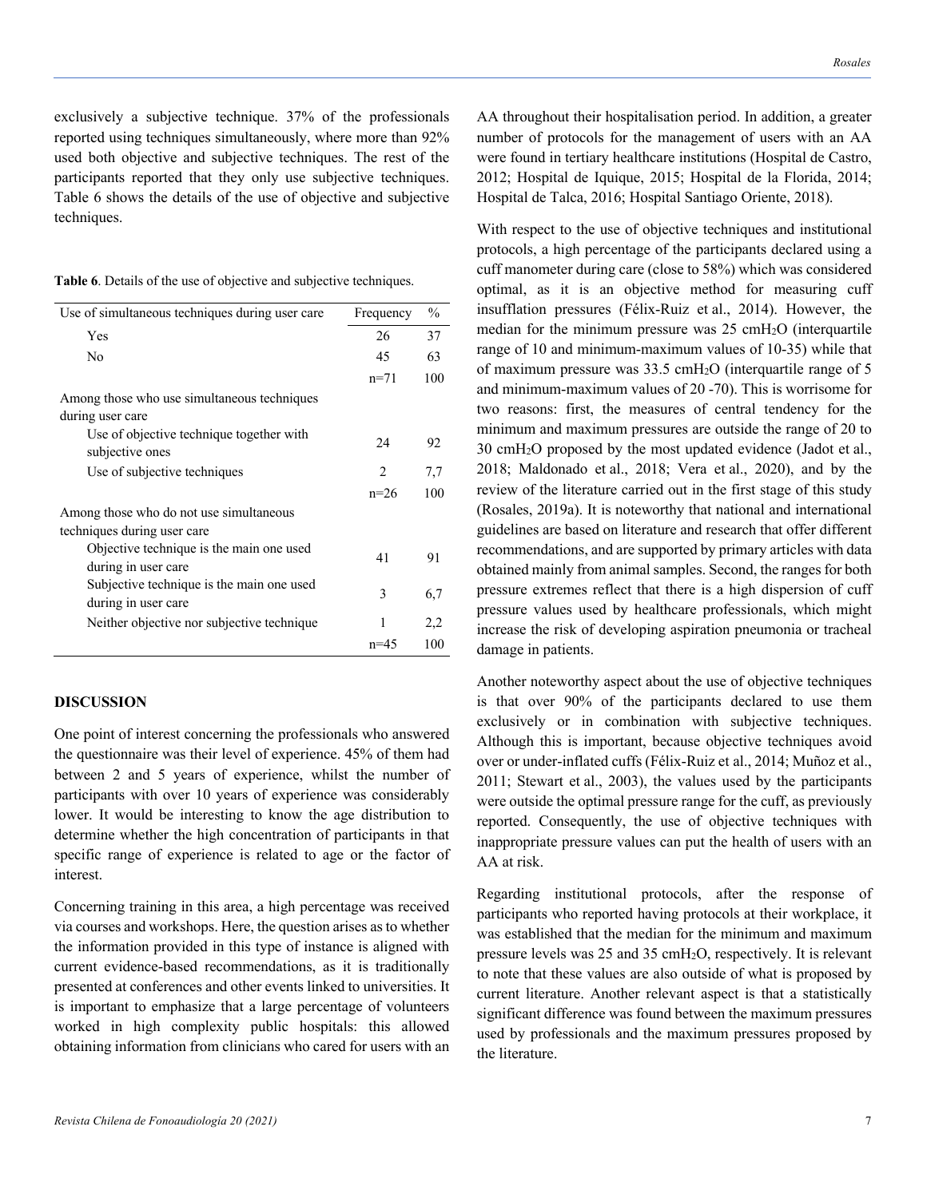exclusively a subjective technique. 37% of the professionals reported using techniques simultaneously, where more than 92% used both objective and subjective techniques. The rest of the participants reported that they only use subjective techniques. Table 6 shows the details of the use of objective and subjective techniques.

**Table 6**. Details of the use of objective and subjective techniques.

| Use of simultaneous techniques during user care | Frequency | % |
|---|---|---|
| Yes | 26 | 37 |
| No | 45 | 63 |
| | n=71 | 100 |
| Among those who use simultaneous techniques during user care | | |
| Use of objective technique together with subjective ones | 24 | 92 |
| Use of subjective techniques | 2 | 7,7 |
| | n=26 | 100 |
| Among those who do not use simultaneous techniques during user care | | |
| Objective technique is the main one used during in user care | 41 | 91 |
| Subjective technique is the main one used during in user care | 3 | 6,7 |
| Neither objective nor subjective technique | 1 | 2,2 |
| | n=45 | 100 |

## DISCUSSION

One point of interest concerning the professionals who answered the questionnaire was their level of experience. 45% of them had between 2 and 5 years of experience, whilst the number of participants with over 10 years of experience was considerably lower. It would be interesting to know the age distribution to determine whether the high concentration of participants in that specific range of experience is related to age or the factor of interest.

Concerning training in this area, a high percentage was received via courses and workshops. Here, the question arises as to whether the information provided in this type of instance is aligned with current evidence-based recommendations, as it is traditionally presented at conferences and other events linked to universities. It is important to emphasize that a large percentage of volunteers worked in high complexity public hospitals: this allowed obtaining information from clinicians who cared for users with an AA throughout their hospitalisation period. In addition, a greater number of protocols for the management of users with an AA were found in tertiary healthcare institutions (Hospital de Castro, 2012; Hospital de Iquique, 2015; Hospital de la Florida, 2014; Hospital de Talca, 2016; Hospital Santiago Oriente, 2018).

With respect to the use of objective techniques and institutional protocols, a high percentage of the participants declared using a cuff manometer during care (close to 58%) which was considered optimal, as it is an objective method for measuring cuff insufflation pressures (Félix-Ruiz et al., 2014). However, the median for the minimum pressure was 25 cm$H_2O$ (interquartile range of 10 and minimum-maximum values of 10-35) while that of maximum pressure was 33.5 cm$H_2O$ (interquartile range of 5 and minimum-maximum values of 20 -70). This is worrisome for two reasons: first, the measures of central tendency for the minimum and maximum pressures are outside the range of 20 to 30 cm$H_2O$ proposed by the most updated evidence (Jadot et al., 2018; Maldonado et al., 2018; Vera et al., 2020), and by the review of the literature carried out in the first stage of this study (Rosales, 2019a). It is noteworthy that national and international guidelines are based on literature and research that offer different recommendations, and are supported by primary articles with data obtained mainly from animal samples. Second, the ranges for both pressure extremes reflect that there is a high dispersion of cuff pressure values used by healthcare professionals, which might increase the risk of developing aspiration pneumonia or tracheal damage in patients.

Another noteworthy aspect about the use of objective techniques is that over 90% of the participants declared to use them exclusively or in combination with subjective techniques. Although this is important, because objective techniques avoid over or under-inflated cuffs (Félix-Ruiz et al., 2014; Muñoz et al., 2011; Stewart et al., 2003), the values used by the participants were outside the optimal pressure range for the cuff, as previously reported. Consequently, the use of objective techniques with inappropriate pressure values can put the health of users with an AA at risk.

Regarding institutional protocols, after the response of participants who reported having protocols at their workplace, it was established that the median for the minimum and maximum pressure levels was 25 and 35 cm$H_2O$, respectively. It is relevant to note that these values are also outside of what is proposed by current literature. Another relevant aspect is that a statistically significant difference was found between the maximum pressures used by professionals and the maximum pressures proposed by the literature.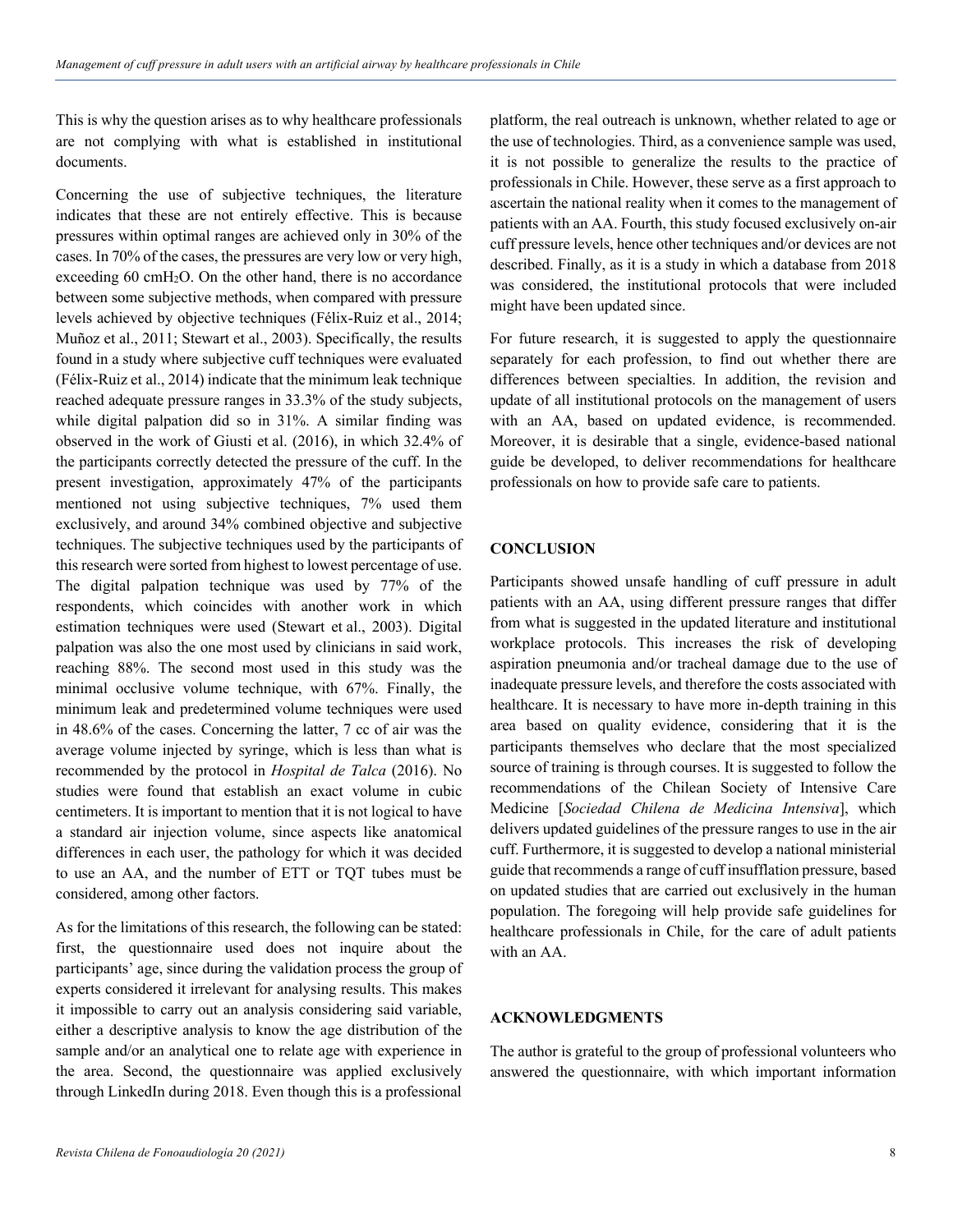This is why the question arises as to why healthcare professionals are not complying with what is established in institutional documents.

Concerning the use of subjective techniques, the literature indicates that these are not entirely effective. This is because pressures within optimal ranges are achieved only in 30% of the cases. In 70% of the cases, the pressures are very low or very high, exceeding 60 cm$H_2O$. On the other hand, there is no accordance between some subjective methods, when compared with pressure levels achieved by objective techniques (Félix-Ruiz et al., 2014; Muñoz et al., 2011; Stewart et al., 2003). Specifically, the results found in a study where subjective cuff techniques were evaluated (Félix-Ruiz et al., 2014) indicate that the minimum leak technique reached adequate pressure ranges in 33.3% of the study subjects, while digital palpation did so in 31%. A similar finding was observed in the work of Giusti et al. (2016), in which 32.4% of the participants correctly detected the pressure of the cuff. In the present investigation, approximately 47% of the participants mentioned not using subjective techniques, 7% used them exclusively, and around 34% combined objective and subjective techniques. The subjective techniques used by the participants of this research were sorted from highest to lowest percentage of use. The digital palpation technique was used by 77% of the respondents, which coincides with another work in which estimation techniques were used (Stewart et al., 2003). Digital palpation was also the one most used by clinicians in said work, reaching 88%. The second most used in this study was the minimal occlusive volume technique, with 67%. Finally, the minimum leak and predetermined volume techniques were used in 48.6% of the cases. Concerning the latter, 7 cc of air was the average volume injected by syringe, which is less than what is recommended by the protocol in *Hospital de Talca* (2016). No studies were found that establish an exact volume in cubic centimeters. It is important to mention that it is not logical to have a standard air injection volume, since aspects like anatomical differences in each user, the pathology for which it was decided to use an AA, and the number of ETT or TQT tubes must be considered, among other factors.

As for the limitations of this research, the following can be stated: first, the questionnaire used does not inquire about the participants' age, since during the validation process the group of experts considered it irrelevant for analysing results. This makes it impossible to carry out an analysis considering said variable, either a descriptive analysis to know the age distribution of the sample and/or an analytical one to relate age with experience in the area. Second, the questionnaire was applied exclusively through LinkedIn during 2018. Even though this is a professional platform, the real outreach is unknown, whether related to age or the use of technologies. Third, as a convenience sample was used, it is not possible to generalize the results to the practice of professionals in Chile. However, these serve as a first approach to ascertain the national reality when it comes to the management of patients with an AA. Fourth, this study focused exclusively on-air cuff pressure levels, hence other techniques and/or devices are not described. Finally, as it is a study in which a database from 2018 was considered, the institutional protocols that were included might have been updated since.

For future research, it is suggested to apply the questionnaire separately for each profession, to find out whether there are differences between specialties. In addition, the revision and update of all institutional protocols on the management of users with an AA, based on updated evidence, is recommended. Moreover, it is desirable that a single, evidence-based national guide be developed, to deliver recommendations for healthcare professionals on how to provide safe care to patients.

## CONCLUSION

Participants showed unsafe handling of cuff pressure in adult patients with an AA, using different pressure ranges that differ from what is suggested in the updated literature and institutional workplace protocols. This increases the risk of developing aspiration pneumonia and/or tracheal damage due to the use of inadequate pressure levels, and therefore the costs associated with healthcare. It is necessary to have more in-depth training in this area based on quality evidence, considering that it is the participants themselves who declare that the most specialized source of training is through courses. It is suggested to follow the recommendations of the Chilean Society of Intensive Care Medicine [*Sociedad Chilena de Medicina Intensiva*], which delivers updated guidelines of the pressure ranges to use in the air cuff. Furthermore, it is suggested to develop a national ministerial guide that recommends a range of cuff insufflation pressure, based on updated studies that are carried out exclusively in the human population. The foregoing will help provide safe guidelines for healthcare professionals in Chile, for the care of adult patients with an AA.

## ACKNOWLEDGMENTS

The author is grateful to the group of professional volunteers who answered the questionnaire, with which important information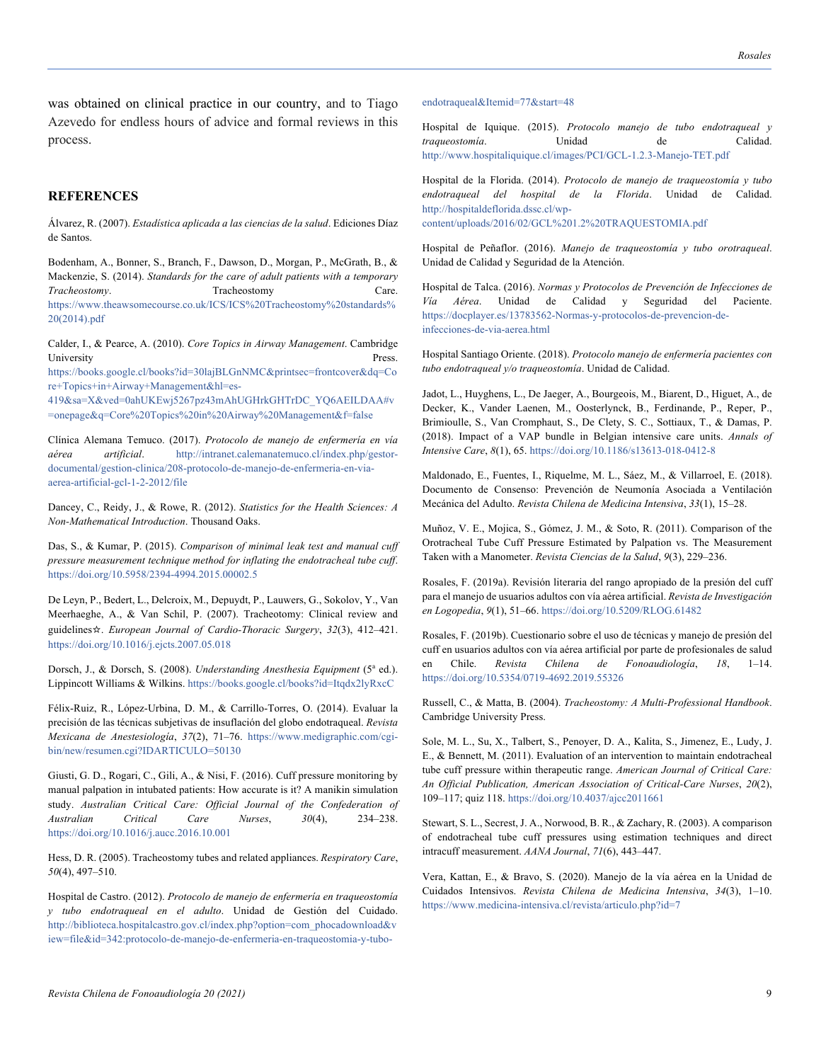was obtained on clinical practice in our country, and to Tiago Azevedo for endless hours of advice and formal reviews in this process.

## REFERENCES

Álvarez, R. (2007). *Estadística aplicada a las ciencias de la salud*. Ediciones Díaz de Santos.

Bodenham, A., Bonner, S., Branch, F., Dawson, D., Morgan, P., McGrath, B., & Mackenzie, S. (2014). *Standards for the care of adult patients with a temporary Tracheostomy*. Tracheostomy Care. https://www.theawsomecourse.co.uk/ICS/ICS%20Tracheostomy%20standards%20(2014).pdf

Calder, I., & Pearce, A. (2010). *Core Topics in Airway Management*. Cambridge University Press. https://books.google.cl/books?id=30lajBLGnNMC&printsec=frontcover&dq=Core+Topics+in+Airway+Management&hl=es-419&sa=X&ved=0ahUKEwj5267pz43mAhUGHrkGHTrDC_YQ6AEILDAA#v=onepage&q=Core%20Topics%20in%20Airway%20Management&f=false

Clínica Alemana Temuco. (2017). *Protocolo de manejo de enfermería en vía aérea artificial*. http://intranet.calemanatemuco.cl/index.php/gestor-documental/gestion-clinica/208-protocolo-de-manejo-de-enfermeria-en-via-aerea-artificial-gcl-1-2-2012/file

Dancey, C., Reidy, J., & Rowe, R. (2012). *Statistics for the Health Sciences: A Non-Mathematical Introduction*. Thousand Oaks.

Das, S., & Kumar, P. (2015). *Comparison of minimal leak test and manual cuff pressure measurement technique method for inflating the endotracheal tube cuff*. https://doi.org/10.5958/2394-4994.2015.00002.5

De Leyn, P., Bedert, L., Delcroix, M., Depuydt, P., Lauwers, G., Sokolov, Y., Van Meerhaeghe, A., & Van Schil, P. (2007). Tracheotomy: Clinical review and guidelines☆. *European Journal of Cardio-Thoracic Surgery*, *32*(3), 412–421. https://doi.org/10.1016/j.ejcts.2007.05.018

Dorsch, J., & Dorsch, S. (2008). *Understanding Anesthesia Equipment* (5ª ed.). Lippincott Williams & Wilkins. https://books.google.cl/books?id=Itqdx2lyRxcC

Félix-Ruiz, R., López-Urbina, D. M., & Carrillo-Torres, O. (2014). Evaluar la precisión de las técnicas subjetivas de insuflación del globo endotraqueal. *Revista Mexicana de Anestesiología*, *37*(2), 71–76. https://www.medigraphic.com/cgi-bin/new/resumen.cgi?IDARTICULO=50130

Giusti, G. D., Rogari, C., Gili, A., & Nisi, F. (2016). Cuff pressure monitoring by manual palpation in intubated patients: How accurate is it? A manikin simulation study. *Australian Critical Care: Official Journal of the Confederation of Australian Critical Care Nurses*, *30*(4), 234–238. https://doi.org/10.1016/j.aucc.2016.10.001

Hess, D. R. (2005). Tracheostomy tubes and related appliances. *Respiratory Care*, *50*(4), 497–510.

Hospital de Castro. (2012). *Protocolo de manejo de enfermería en traqueostomía y tubo endotraqueal en el adulto*. Unidad de Gestión del Cuidado. http://biblioteca.hospitalcastro.gov.cl/index.php?option=com_phocadownload&view=file&id=342:protocolo-de-manejo-de-enfermeria-en-traqueostomia-y-tubo-endotraqueal&Itemid=77&start=48

Hospital de Iquique. (2015). *Protocolo manejo de tubo endotraqueal y traqueostomía*. Unidad de Calidad. http://www.hospitaliquique.cl/images/PCI/GCL-1.2.3-Manejo-TET.pdf

Hospital de la Florida. (2014). *Protocolo de manejo de traqueostomía y tubo endotraqueal del hospital de la Florida*. Unidad de Calidad. http://hospitaldeflorida.dssc.cl/wp-content/uploads/2016/02/GCL%201.2%20TRAQUESTOMIA.pdf

Hospital de Peñaflor. (2016). *Manejo de traqueostomía y tubo orotraqueal*. Unidad de Calidad y Seguridad de la Atención.

Hospital de Talca. (2016). *Normas y Protocolos de Prevención de Infecciones de Vía Aérea*. Unidad de Calidad y Seguridad del Paciente. https://docplayer.es/13783562-Normas-y-protocolos-de-prevencion-de-infecciones-de-via-aerea.html

Hospital Santiago Oriente. (2018). *Protocolo manejo de enfermería pacientes con tubo endotraqueal y/o traqueostomía*. Unidad de Calidad.

Jadot, L., Huyghens, L., De Jaeger, A., Bourgeois, M., Biarent, D., Higuet, A., de Decker, K., Vander Laenen, M., Oosterlynck, B., Ferdinande, P., Reper, P., Brimioulle, S., Van Cromphaut, S., De Clety, S. C., Sottiaux, T., & Damas, P. (2018). Impact of a VAP bundle in Belgian intensive care units. *Annals of Intensive Care*, *8*(1), 65. https://doi.org/10.1186/s13613-018-0412-8

Maldonado, E., Fuentes, I., Riquelme, M. L., Sáez, M., & Villarroel, E. (2018). Documento de Consenso: Prevención de Neumonía Asociada a Ventilación Mecánica del Adulto. *Revista Chilena de Medicina Intensiva*, *33*(1), 15–28.

Muñoz, V. E., Mojica, S., Gómez, J. M., & Soto, R. (2011). Comparison of the Orotracheal Tube Cuff Pressure Estimated by Palpation vs. The Measurement Taken with a Manometer. *Revista Ciencias de la Salud*, *9*(3), 229–236.

Rosales, F. (2019a). Revisión literaria del rango apropiado de la presión del cuff para el manejo de usuarios adultos con vía aérea artificial. *Revista de Investigación en Logopedia*, *9*(1), 51–66. https://doi.org/10.5209/RLOG.61482

Rosales, F. (2019b). Cuestionario sobre el uso de técnicas y manejo de presión del cuff en usuarios adultos con vía aérea artificial por parte de profesionales de salud en Chile. *Revista Chilena de Fonoaudiología*, *18*, 1–14. https://doi.org/10.5354/0719-4692.2019.55326

Russell, C., & Matta, B. (2004). *Tracheostomy: A Multi-Professional Handbook*. Cambridge University Press.

Sole, M. L., Su, X., Talbert, S., Penoyer, D. A., Kalita, S., Jimenez, E., Ludy, J. E., & Bennett, M. (2011). Evaluation of an intervention to maintain endotracheal tube cuff pressure within therapeutic range. *American Journal of Critical Care: An Official Publication, American Association of Critical-Care Nurses*, *20*(2), 109–117; quiz 118. https://doi.org/10.4037/ajcc2011661

Stewart, S. L., Secrest, J. A., Norwood, B. R., & Zachary, R. (2003). A comparison of endotracheal tube cuff pressures using estimation techniques and direct intracuff measurement. *AANA Journal*, *71*(6), 443–447.

Vera, Kattan, E., & Bravo, S. (2020). Manejo de la vía aérea en la Unidad de Cuidados Intensivos. *Revista Chilena de Medicina Intensiva*, *34*(3), 1–10. https://www.medicina-intensiva.cl/revista/articulo.php?id=7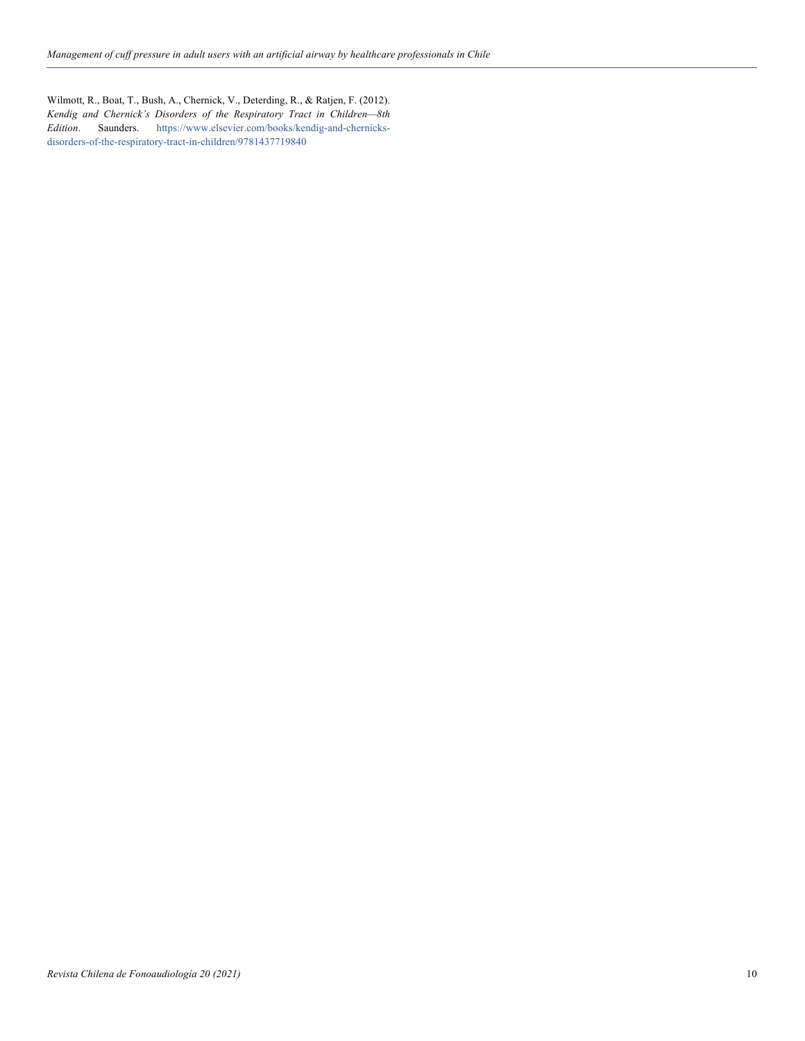Wilmott, R., Boat, T., Bush, A., Chernick, V., Deterding, R., & Ratjen, F. (2012). *Kendig and Chernick's Disorders of the Respiratory Tract in Children—8th Edition*. Saunders. https://www.elsevier.com/books/kendig-and-chernicks-disorders-of-the-respiratory-tract-in-children/9781437719840